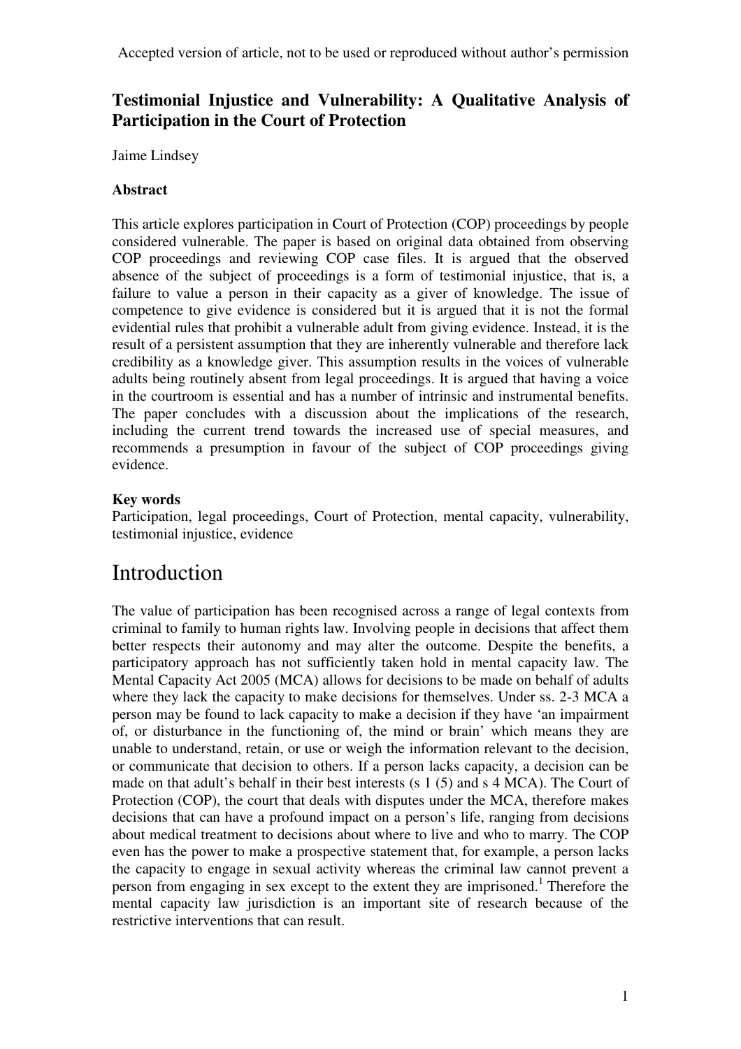Accepted version of article, not to be used or reproduced without author's permission

# Testimonial Injustice and Vulnerability: A Qualitative Analysis of Participation in the Court of Protection

Jaime Lindsey

## Abstract

This article explores participation in Court of Protection (COP) proceedings by people considered vulnerable. The paper is based on original data obtained from observing COP proceedings and reviewing COP case files. It is argued that the observed absence of the subject of proceedings is a form of testimonial injustice, that is, a failure to value a person in their capacity as a giver of knowledge. The issue of competence to give evidence is considered but it is argued that it is not the formal evidential rules that prohibit a vulnerable adult from giving evidence. Instead, it is the result of a persistent assumption that they are inherently vulnerable and therefore lack credibility as a knowledge giver. This assumption results in the voices of vulnerable adults being routinely absent from legal proceedings. It is argued that having a voice in the courtroom is essential and has a number of intrinsic and instrumental benefits. The paper concludes with a discussion about the implications of the research, including the current trend towards the increased use of special measures, and recommends a presumption in favour of the subject of COP proceedings giving evidence.

## Key words

Participation, legal proceedings, Court of Protection, mental capacity, vulnerability, testimonial injustice, evidence

# Introduction

The value of participation has been recognised across a range of legal contexts from criminal to family to human rights law. Involving people in decisions that affect them better respects their autonomy and may alter the outcome. Despite the benefits, a participatory approach has not sufficiently taken hold in mental capacity law. The Mental Capacity Act 2005 (MCA) allows for decisions to be made on behalf of adults where they lack the capacity to make decisions for themselves. Under ss. 2-3 MCA a person may be found to lack capacity to make a decision if they have 'an impairment of, or disturbance in the functioning of, the mind or brain' which means they are unable to understand, retain, or use or weigh the information relevant to the decision, or communicate that decision to others. If a person lacks capacity, a decision can be made on that adult's behalf in their best interests (s 1 (5) and s 4 MCA). The Court of Protection (COP), the court that deals with disputes under the MCA, therefore makes decisions that can have a profound impact on a person's life, ranging from decisions about medical treatment to decisions about where to live and who to marry. The COP even has the power to make a prospective statement that, for example, a person lacks the capacity to engage in sexual activity whereas the criminal law cannot prevent a person from engaging in sex except to the extent they are imprisoned.[1] Therefore the mental capacity law jurisdiction is an important site of research because of the restrictive interventions that can result.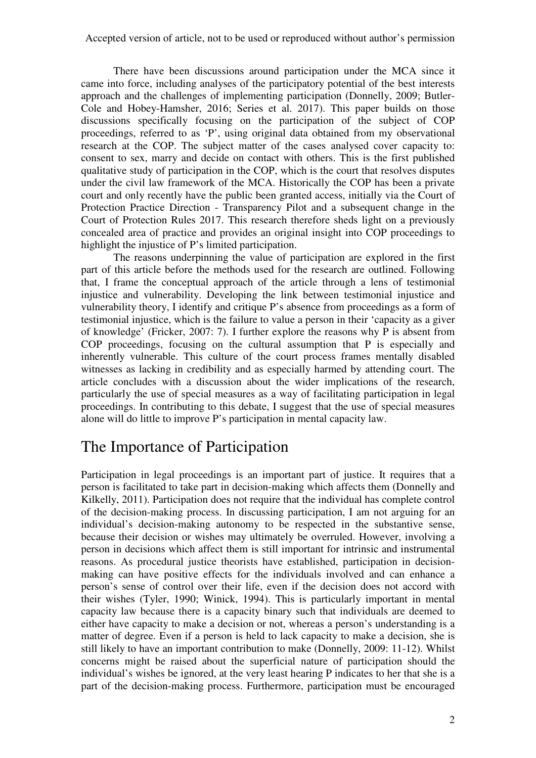There have been discussions around participation under the MCA since it came into force, including analyses of the participatory potential of the best interests approach and the challenges of implementing participation (Donnelly, 2009; Butler-Cole and Hobey-Hamsher, 2016; Series et al. 2017). This paper builds on those discussions specifically focusing on the participation of the subject of COP proceedings, referred to as 'P', using original data obtained from my observational research at the COP. The subject matter of the cases analysed cover capacity to: consent to sex, marry and decide on contact with others. This is the first published qualitative study of participation in the COP, which is the court that resolves disputes under the civil law framework of the MCA. Historically the COP has been a private court and only recently have the public been granted access, initially via the Court of Protection Practice Direction - Transparency Pilot and a subsequent change in the Court of Protection Rules 2017. This research therefore sheds light on a previously concealed area of practice and provides an original insight into COP proceedings to highlight the injustice of P's limited participation.

The reasons underpinning the value of participation are explored in the first part of this article before the methods used for the research are outlined. Following that, I frame the conceptual approach of the article through a lens of testimonial injustice and vulnerability. Developing the link between testimonial injustice and vulnerability theory, I identify and critique P's absence from proceedings as a form of testimonial injustice, which is the failure to value a person in their 'capacity as a giver of knowledge' (Fricker, 2007: 7). I further explore the reasons why P is absent from COP proceedings, focusing on the cultural assumption that P is especially and inherently vulnerable. This culture of the court process frames mentally disabled witnesses as lacking in credibility and as especially harmed by attending court. The article concludes with a discussion about the wider implications of the research, particularly the use of special measures as a way of facilitating participation in legal proceedings. In contributing to this debate, I suggest that the use of special measures alone will do little to improve P's participation in mental capacity law.

# The Importance of Participation

Participation in legal proceedings is an important part of justice. It requires that a person is facilitated to take part in decision-making which affects them (Donnelly and Kilkelly, 2011). Participation does not require that the individual has complete control of the decision-making process. In discussing participation, I am not arguing for an individual's decision-making autonomy to be respected in the substantive sense, because their decision or wishes may ultimately be overruled. However, involving a person in decisions which affect them is still important for intrinsic and instrumental reasons. As procedural justice theorists have established, participation in decision-making can have positive effects for the individuals involved and can enhance a person's sense of control over their life, even if the decision does not accord with their wishes (Tyler, 1990; Winick, 1994). This is particularly important in mental capacity law because there is a capacity binary such that individuals are deemed to either have capacity to make a decision or not, whereas a person's understanding is a matter of degree. Even if a person is held to lack capacity to make a decision, she is still likely to have an important contribution to make (Donnelly, 2009: 11-12). Whilst concerns might be raised about the superficial nature of participation should the individual's wishes be ignored, at the very least hearing P indicates to her that she is a part of the decision-making process. Furthermore, participation must be encouraged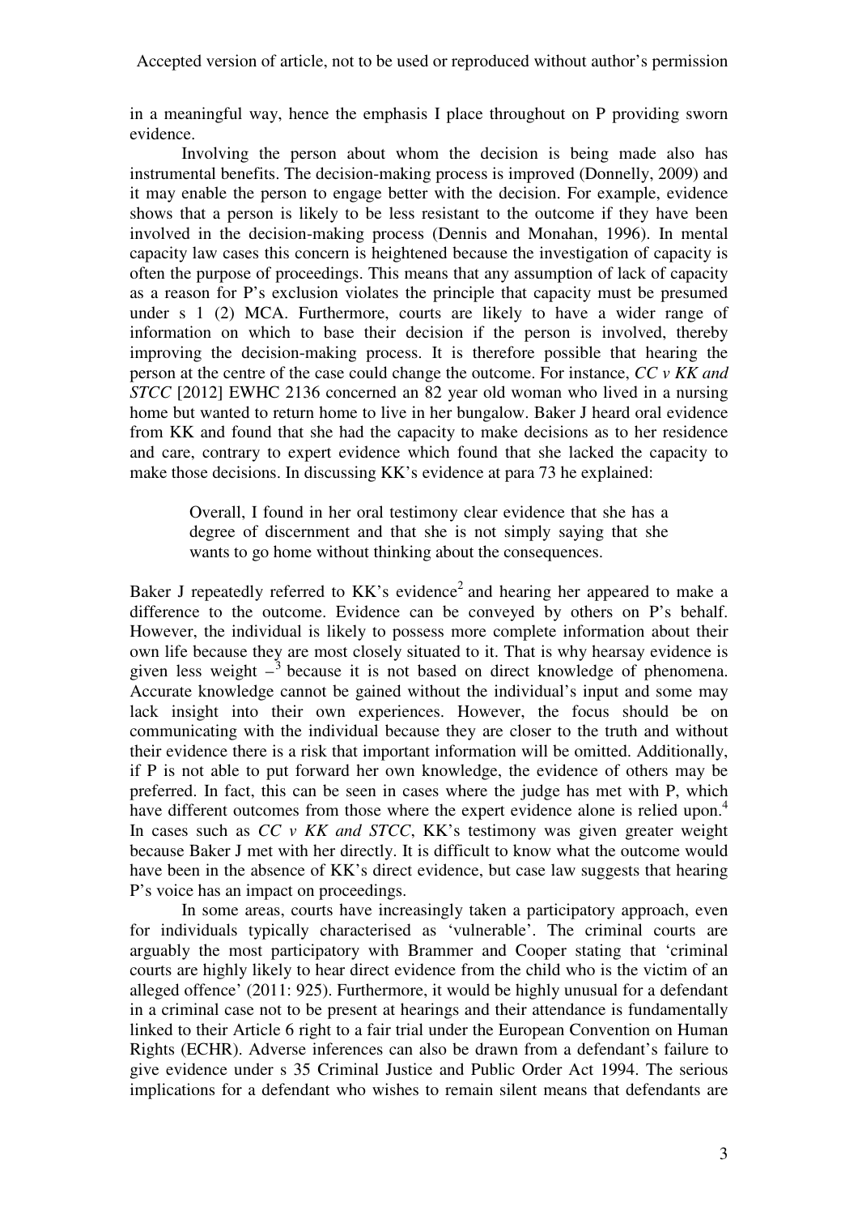in a meaningful way, hence the emphasis I place throughout on P providing sworn evidence.

Involving the person about whom the decision is being made also has instrumental benefits. The decision-making process is improved (Donnelly, 2009) and it may enable the person to engage better with the decision. For example, evidence shows that a person is likely to be less resistant to the outcome if they have been involved in the decision-making process (Dennis and Monahan, 1996). In mental capacity law cases this concern is heightened because the investigation of capacity is often the purpose of proceedings. This means that any assumption of lack of capacity as a reason for P's exclusion violates the principle that capacity must be presumed under s 1 (2) MCA. Furthermore, courts are likely to have a wider range of information on which to base their decision if the person is involved, thereby improving the decision-making process. It is therefore possible that hearing the person at the centre of the case could change the outcome. For instance, *CC v KK and STCC* [2012] EWHC 2136 concerned an 82 year old woman who lived in a nursing home but wanted to return home to live in her bungalow. Baker J heard oral evidence from KK and found that she had the capacity to make decisions as to her residence and care, contrary to expert evidence which found that she lacked the capacity to make those decisions. In discussing KK's evidence at para 73 he explained:

> Overall, I found in her oral testimony clear evidence that she has a degree of discernment and that she is not simply saying that she wants to go home without thinking about the consequences.

Baker J repeatedly referred to KK's evidence[2] and hearing her appeared to make a difference to the outcome. Evidence can be conveyed by others on P's behalf. However, the individual is likely to possess more complete information about their own life because they are most closely situated to it. That is why hearsay evidence is given less weight –[3] because it is not based on direct knowledge of phenomena. Accurate knowledge cannot be gained without the individual's input and some may lack insight into their own experiences. However, the focus should be on communicating with the individual because they are closer to the truth and without their evidence there is a risk that important information will be omitted. Additionally, if P is not able to put forward her own knowledge, the evidence of others may be preferred. In fact, this can be seen in cases where the judge has met with P, which have different outcomes from those where the expert evidence alone is relied upon.[4] In cases such as *CC v KK and STCC*, KK's testimony was given greater weight because Baker J met with her directly. It is difficult to know what the outcome would have been in the absence of KK's direct evidence, but case law suggests that hearing P's voice has an impact on proceedings.

In some areas, courts have increasingly taken a participatory approach, even for individuals typically characterised as 'vulnerable'. The criminal courts are arguably the most participatory with Brammer and Cooper stating that 'criminal courts are highly likely to hear direct evidence from the child who is the victim of an alleged offence' (2011: 925). Furthermore, it would be highly unusual for a defendant in a criminal case not to be present at hearings and their attendance is fundamentally linked to their Article 6 right to a fair trial under the European Convention on Human Rights (ECHR). Adverse inferences can also be drawn from a defendant's failure to give evidence under s 35 Criminal Justice and Public Order Act 1994. The serious implications for a defendant who wishes to remain silent means that defendants are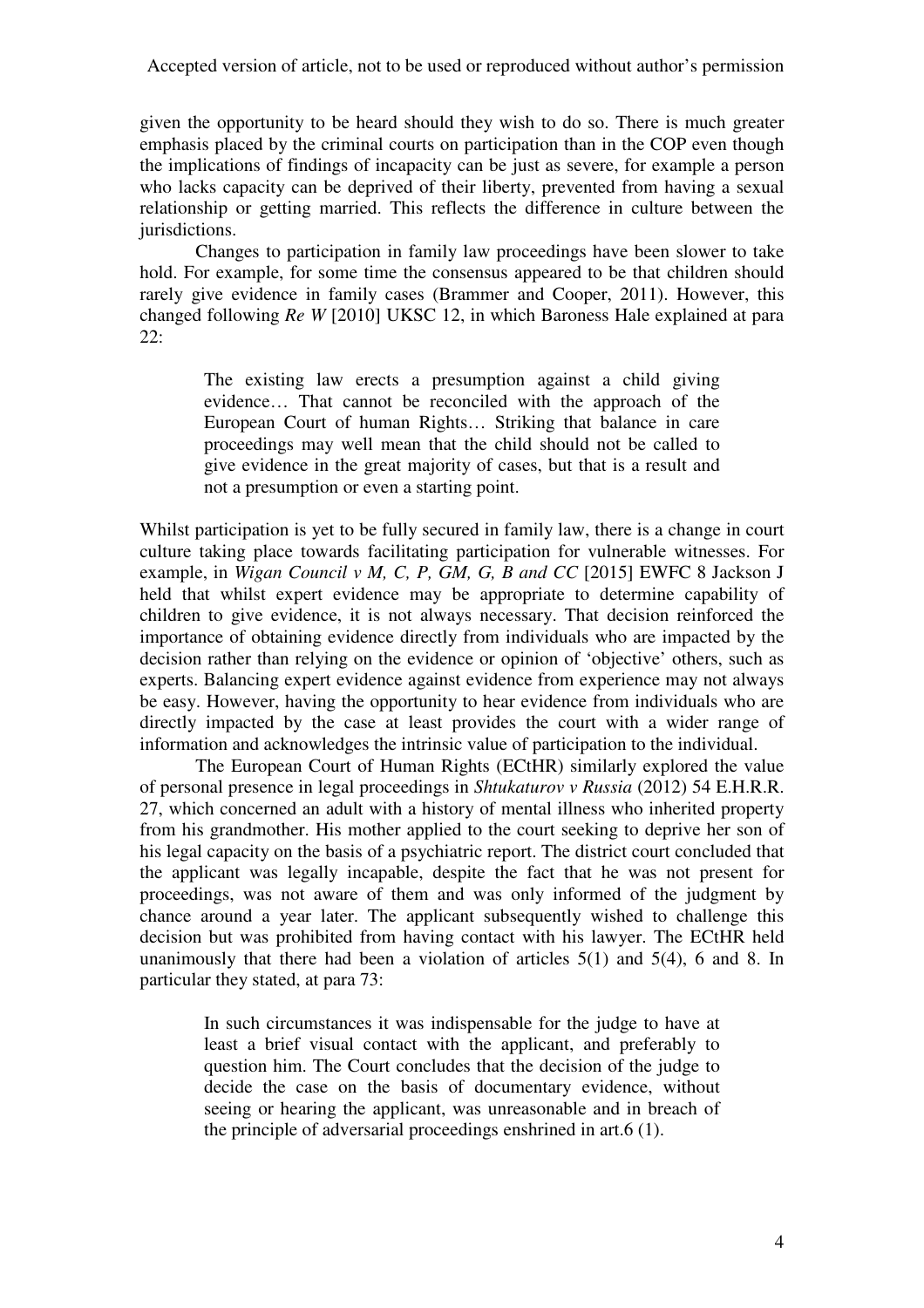given the opportunity to be heard should they wish to do so. There is much greater emphasis placed by the criminal courts on participation than in the COP even though the implications of findings of incapacity can be just as severe, for example a person who lacks capacity can be deprived of their liberty, prevented from having a sexual relationship or getting married. This reflects the difference in culture between the jurisdictions.

Changes to participation in family law proceedings have been slower to take hold. For example, for some time the consensus appeared to be that children should rarely give evidence in family cases (Brammer and Cooper, 2011). However, this changed following *Re W* [2010] UKSC 12, in which Baroness Hale explained at para 22:

> The existing law erects a presumption against a child giving evidence… That cannot be reconciled with the approach of the European Court of human Rights… Striking that balance in care proceedings may well mean that the child should not be called to give evidence in the great majority of cases, but that is a result and not a presumption or even a starting point.

Whilst participation is yet to be fully secured in family law, there is a change in court culture taking place towards facilitating participation for vulnerable witnesses. For example, in *Wigan Council v M, C, P, GM, G, B and CC* [2015] EWFC 8 Jackson J held that whilst expert evidence may be appropriate to determine capability of children to give evidence, it is not always necessary. That decision reinforced the importance of obtaining evidence directly from individuals who are impacted by the decision rather than relying on the evidence or opinion of 'objective' others, such as experts. Balancing expert evidence against evidence from experience may not always be easy. However, having the opportunity to hear evidence from individuals who are directly impacted by the case at least provides the court with a wider range of information and acknowledges the intrinsic value of participation to the individual.

The European Court of Human Rights (ECtHR) similarly explored the value of personal presence in legal proceedings in *Shtukaturov v Russia* (2012) 54 E.H.R.R. 27, which concerned an adult with a history of mental illness who inherited property from his grandmother. His mother applied to the court seeking to deprive her son of his legal capacity on the basis of a psychiatric report. The district court concluded that the applicant was legally incapable, despite the fact that he was not present for proceedings, was not aware of them and was only informed of the judgment by chance around a year later. The applicant subsequently wished to challenge this decision but was prohibited from having contact with his lawyer. The ECtHR held unanimously that there had been a violation of articles 5(1) and 5(4), 6 and 8. In particular they stated, at para 73:

> In such circumstances it was indispensable for the judge to have at least a brief visual contact with the applicant, and preferably to question him. The Court concludes that the decision of the judge to decide the case on the basis of documentary evidence, without seeing or hearing the applicant, was unreasonable and in breach of the principle of adversarial proceedings enshrined in art.6 (1).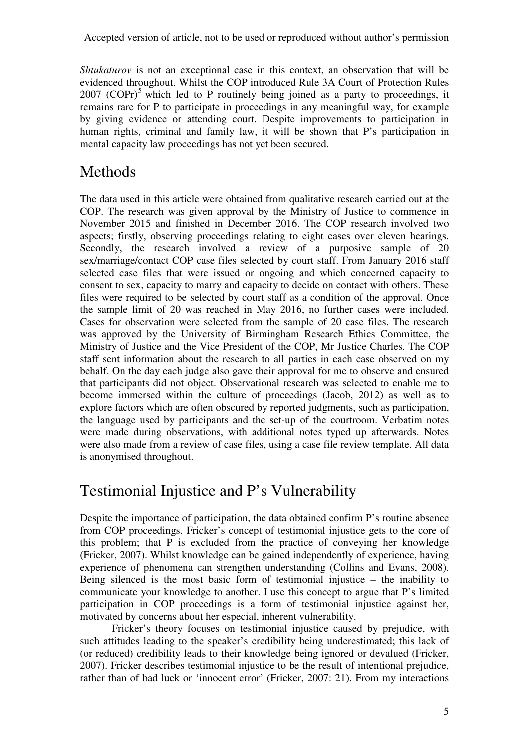*Shtukaturov* is not an exceptional case in this context, an observation that will be evidenced throughout. Whilst the COP introduced Rule 3A Court of Protection Rules 2007 (COPr)[5] which led to P routinely being joined as a party to proceedings, it remains rare for P to participate in proceedings in any meaningful way, for example by giving evidence or attending court. Despite improvements to participation in human rights, criminal and family law, it will be shown that P's participation in mental capacity law proceedings has not yet been secured.

## Methods

The data used in this article were obtained from qualitative research carried out at the COP. The research was given approval by the Ministry of Justice to commence in November 2015 and finished in December 2016. The COP research involved two aspects; firstly, observing proceedings relating to eight cases over eleven hearings. Secondly, the research involved a review of a purposive sample of 20 sex/marriage/contact COP case files selected by court staff. From January 2016 staff selected case files that were issued or ongoing and which concerned capacity to consent to sex, capacity to marry and capacity to decide on contact with others. These files were required to be selected by court staff as a condition of the approval. Once the sample limit of 20 was reached in May 2016, no further cases were included. Cases for observation were selected from the sample of 20 case files. The research was approved by the University of Birmingham Research Ethics Committee, the Ministry of Justice and the Vice President of the COP, Mr Justice Charles. The COP staff sent information about the research to all parties in each case observed on my behalf. On the day each judge also gave their approval for me to observe and ensured that participants did not object. Observational research was selected to enable me to become immersed within the culture of proceedings (Jacob, 2012) as well as to explore factors which are often obscured by reported judgments, such as participation, the language used by participants and the set-up of the courtroom. Verbatim notes were made during observations, with additional notes typed up afterwards. Notes were also made from a review of case files, using a case file review template. All data is anonymised throughout.

## Testimonial Injustice and P's Vulnerability

Despite the importance of participation, the data obtained confirm P's routine absence from COP proceedings. Fricker's concept of testimonial injustice gets to the core of this problem; that P is excluded from the practice of conveying her knowledge (Fricker, 2007). Whilst knowledge can be gained independently of experience, having experience of phenomena can strengthen understanding (Collins and Evans, 2008). Being silenced is the most basic form of testimonial injustice – the inability to communicate your knowledge to another. I use this concept to argue that P's limited participation in COP proceedings is a form of testimonial injustice against her, motivated by concerns about her especial, inherent vulnerability.

Fricker's theory focuses on testimonial injustice caused by prejudice, with such attitudes leading to the speaker's credibility being underestimated; this lack of (or reduced) credibility leads to their knowledge being ignored or devalued (Fricker, 2007). Fricker describes testimonial injustice to be the result of intentional prejudice, rather than of bad luck or 'innocent error' (Fricker, 2007: 21). From my interactions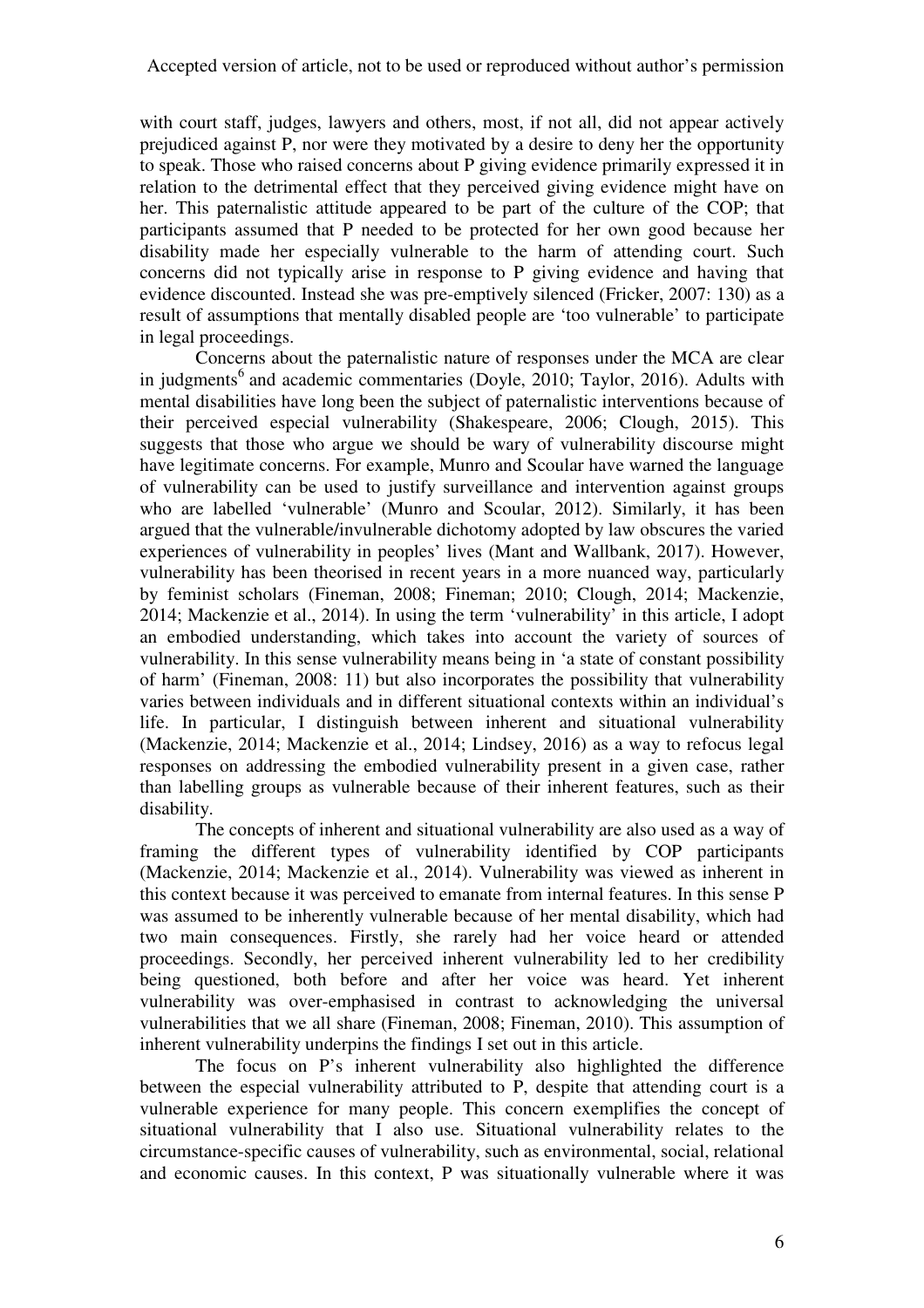with court staff, judges, lawyers and others, most, if not all, did not appear actively prejudiced against P, nor were they motivated by a desire to deny her the opportunity to speak. Those who raised concerns about P giving evidence primarily expressed it in relation to the detrimental effect that they perceived giving evidence might have on her. This paternalistic attitude appeared to be part of the culture of the COP; that participants assumed that P needed to be protected for her own good because her disability made her especially vulnerable to the harm of attending court. Such concerns did not typically arise in response to P giving evidence and having that evidence discounted. Instead she was pre-emptively silenced (Fricker, 2007: 130) as a result of assumptions that mentally disabled people are 'too vulnerable' to participate in legal proceedings.

Concerns about the paternalistic nature of responses under the MCA are clear in judgments[6] and academic commentaries (Doyle, 2010; Taylor, 2016). Adults with mental disabilities have long been the subject of paternalistic interventions because of their perceived especial vulnerability (Shakespeare, 2006; Clough, 2015). This suggests that those who argue we should be wary of vulnerability discourse might have legitimate concerns. For example, Munro and Scoular have warned the language of vulnerability can be used to justify surveillance and intervention against groups who are labelled 'vulnerable' (Munro and Scoular, 2012). Similarly, it has been argued that the vulnerable/invulnerable dichotomy adopted by law obscures the varied experiences of vulnerability in peoples' lives (Mant and Wallbank, 2017). However, vulnerability has been theorised in recent years in a more nuanced way, particularly by feminist scholars (Fineman, 2008; Fineman; 2010; Clough, 2014; Mackenzie, 2014; Mackenzie et al., 2014). In using the term 'vulnerability' in this article, I adopt an embodied understanding, which takes into account the variety of sources of vulnerability. In this sense vulnerability means being in 'a state of constant possibility of harm' (Fineman, 2008: 11) but also incorporates the possibility that vulnerability varies between individuals and in different situational contexts within an individual's life. In particular, I distinguish between inherent and situational vulnerability (Mackenzie, 2014; Mackenzie et al., 2014; Lindsey, 2016) as a way to refocus legal responses on addressing the embodied vulnerability present in a given case, rather than labelling groups as vulnerable because of their inherent features, such as their disability.

The concepts of inherent and situational vulnerability are also used as a way of framing the different types of vulnerability identified by COP participants (Mackenzie, 2014; Mackenzie et al., 2014). Vulnerability was viewed as inherent in this context because it was perceived to emanate from internal features. In this sense P was assumed to be inherently vulnerable because of her mental disability, which had two main consequences. Firstly, she rarely had her voice heard or attended proceedings. Secondly, her perceived inherent vulnerability led to her credibility being questioned, both before and after her voice was heard. Yet inherent vulnerability was over-emphasised in contrast to acknowledging the universal vulnerabilities that we all share (Fineman, 2008; Fineman, 2010). This assumption of inherent vulnerability underpins the findings I set out in this article.

The focus on P's inherent vulnerability also highlighted the difference between the especial vulnerability attributed to P, despite that attending court is a vulnerable experience for many people. This concern exemplifies the concept of situational vulnerability that I also use. Situational vulnerability relates to the circumstance-specific causes of vulnerability, such as environmental, social, relational and economic causes. In this context, P was situationally vulnerable where it was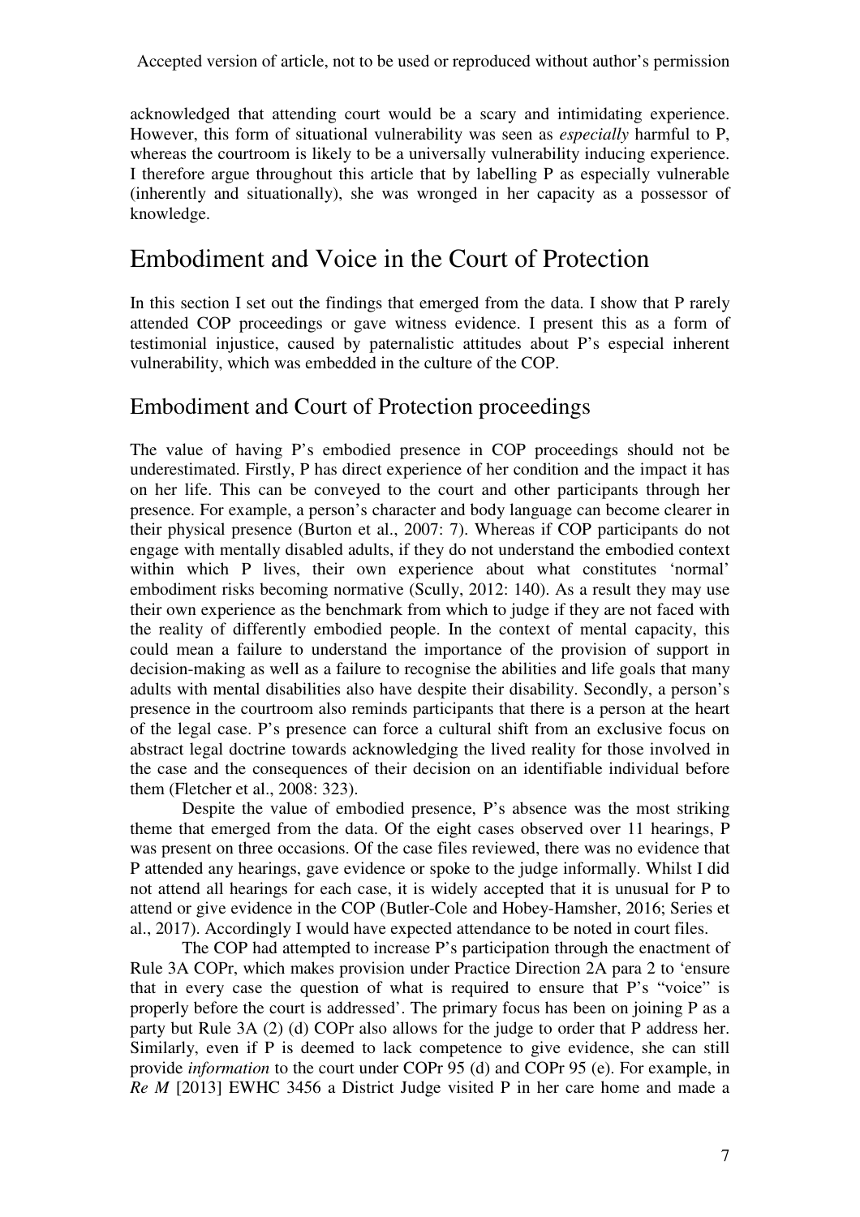acknowledged that attending court would be a scary and intimidating experience. However, this form of situational vulnerability was seen as *especially* harmful to P, whereas the courtroom is likely to be a universally vulnerability inducing experience. I therefore argue throughout this article that by labelling P as especially vulnerable (inherently and situationally), she was wronged in her capacity as a possessor of knowledge.

# Embodiment and Voice in the Court of Protection

In this section I set out the findings that emerged from the data. I show that P rarely attended COP proceedings or gave witness evidence. I present this as a form of testimonial injustice, caused by paternalistic attitudes about P's especial inherent vulnerability, which was embedded in the culture of the COP.

## Embodiment and Court of Protection proceedings

The value of having P's embodied presence in COP proceedings should not be underestimated. Firstly, P has direct experience of her condition and the impact it has on her life. This can be conveyed to the court and other participants through her presence. For example, a person's character and body language can become clearer in their physical presence (Burton et al., 2007: 7). Whereas if COP participants do not engage with mentally disabled adults, if they do not understand the embodied context within which P lives, their own experience about what constitutes 'normal' embodiment risks becoming normative (Scully, 2012: 140). As a result they may use their own experience as the benchmark from which to judge if they are not faced with the reality of differently embodied people. In the context of mental capacity, this could mean a failure to understand the importance of the provision of support in decision-making as well as a failure to recognise the abilities and life goals that many adults with mental disabilities also have despite their disability. Secondly, a person's presence in the courtroom also reminds participants that there is a person at the heart of the legal case. P's presence can force a cultural shift from an exclusive focus on abstract legal doctrine towards acknowledging the lived reality for those involved in the case and the consequences of their decision on an identifiable individual before them (Fletcher et al., 2008: 323).

Despite the value of embodied presence, P's absence was the most striking theme that emerged from the data. Of the eight cases observed over 11 hearings, P was present on three occasions. Of the case files reviewed, there was no evidence that P attended any hearings, gave evidence or spoke to the judge informally. Whilst I did not attend all hearings for each case, it is widely accepted that it is unusual for P to attend or give evidence in the COP (Butler-Cole and Hobey-Hamsher, 2016; Series et al., 2017). Accordingly I would have expected attendance to be noted in court files.

The COP had attempted to increase P's participation through the enactment of Rule 3A COPr, which makes provision under Practice Direction 2A para 2 to 'ensure that in every case the question of what is required to ensure that P's "voice" is properly before the court is addressed'. The primary focus has been on joining P as a party but Rule 3A (2) (d) COPr also allows for the judge to order that P address her. Similarly, even if P is deemed to lack competence to give evidence, she can still provide *information* to the court under COPr 95 (d) and COPr 95 (e). For example, in *Re M* [2013] EWHC 3456 a District Judge visited P in her care home and made a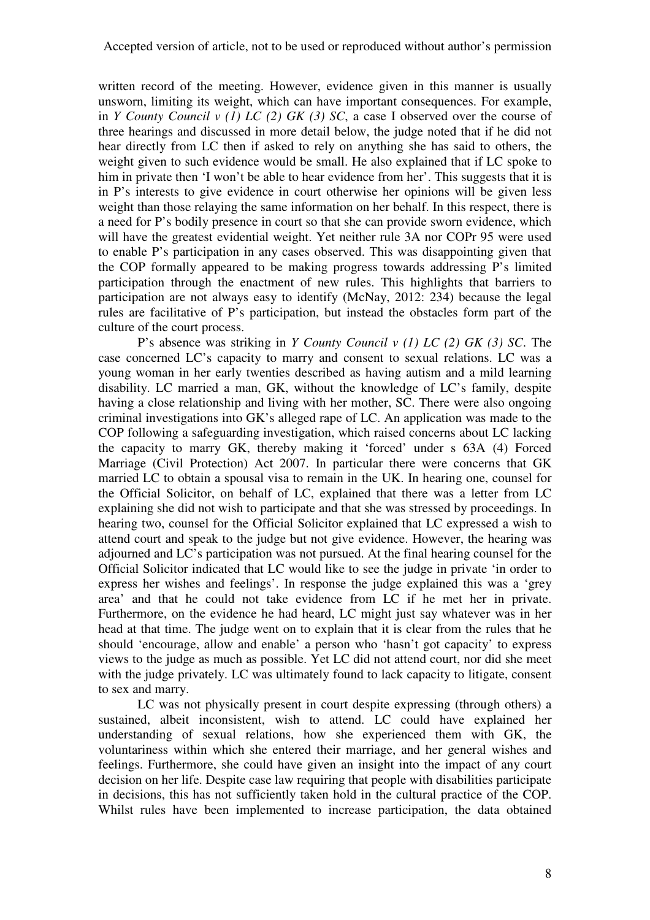written record of the meeting. However, evidence given in this manner is usually unsworn, limiting its weight, which can have important consequences. For example, in *Y County Council v (1) LC (2) GK (3) SC*, a case I observed over the course of three hearings and discussed in more detail below, the judge noted that if he did not hear directly from LC then if asked to rely on anything she has said to others, the weight given to such evidence would be small. He also explained that if LC spoke to him in private then 'I won't be able to hear evidence from her'. This suggests that it is in P's interests to give evidence in court otherwise her opinions will be given less weight than those relaying the same information on her behalf. In this respect, there is a need for P's bodily presence in court so that she can provide sworn evidence, which will have the greatest evidential weight. Yet neither rule 3A nor COPr 95 were used to enable P's participation in any cases observed. This was disappointing given that the COP formally appeared to be making progress towards addressing P's limited participation through the enactment of new rules. This highlights that barriers to participation are not always easy to identify (McNay, 2012: 234) because the legal rules are facilitative of P's participation, but instead the obstacles form part of the culture of the court process.

P's absence was striking in *Y County Council v (1) LC (2) GK (3) SC*. The case concerned LC's capacity to marry and consent to sexual relations. LC was a young woman in her early twenties described as having autism and a mild learning disability. LC married a man, GK, without the knowledge of LC's family, despite having a close relationship and living with her mother, SC. There were also ongoing criminal investigations into GK's alleged rape of LC. An application was made to the COP following a safeguarding investigation, which raised concerns about LC lacking the capacity to marry GK, thereby making it 'forced' under s 63A (4) Forced Marriage (Civil Protection) Act 2007. In particular there were concerns that GK married LC to obtain a spousal visa to remain in the UK. In hearing one, counsel for the Official Solicitor, on behalf of LC, explained that there was a letter from LC explaining she did not wish to participate and that she was stressed by proceedings. In hearing two, counsel for the Official Solicitor explained that LC expressed a wish to attend court and speak to the judge but not give evidence. However, the hearing was adjourned and LC's participation was not pursued. At the final hearing counsel for the Official Solicitor indicated that LC would like to see the judge in private 'in order to express her wishes and feelings'. In response the judge explained this was a 'grey area' and that he could not take evidence from LC if he met her in private. Furthermore, on the evidence he had heard, LC might just say whatever was in her head at that time. The judge went on to explain that it is clear from the rules that he should 'encourage, allow and enable' a person who 'hasn't got capacity' to express views to the judge as much as possible. Yet LC did not attend court, nor did she meet with the judge privately. LC was ultimately found to lack capacity to litigate, consent to sex and marry.

LC was not physically present in court despite expressing (through others) a sustained, albeit inconsistent, wish to attend. LC could have explained her understanding of sexual relations, how she experienced them with GK, the voluntariness within which she entered their marriage, and her general wishes and feelings. Furthermore, she could have given an insight into the impact of any court decision on her life. Despite case law requiring that people with disabilities participate in decisions, this has not sufficiently taken hold in the cultural practice of the COP. Whilst rules have been implemented to increase participation, the data obtained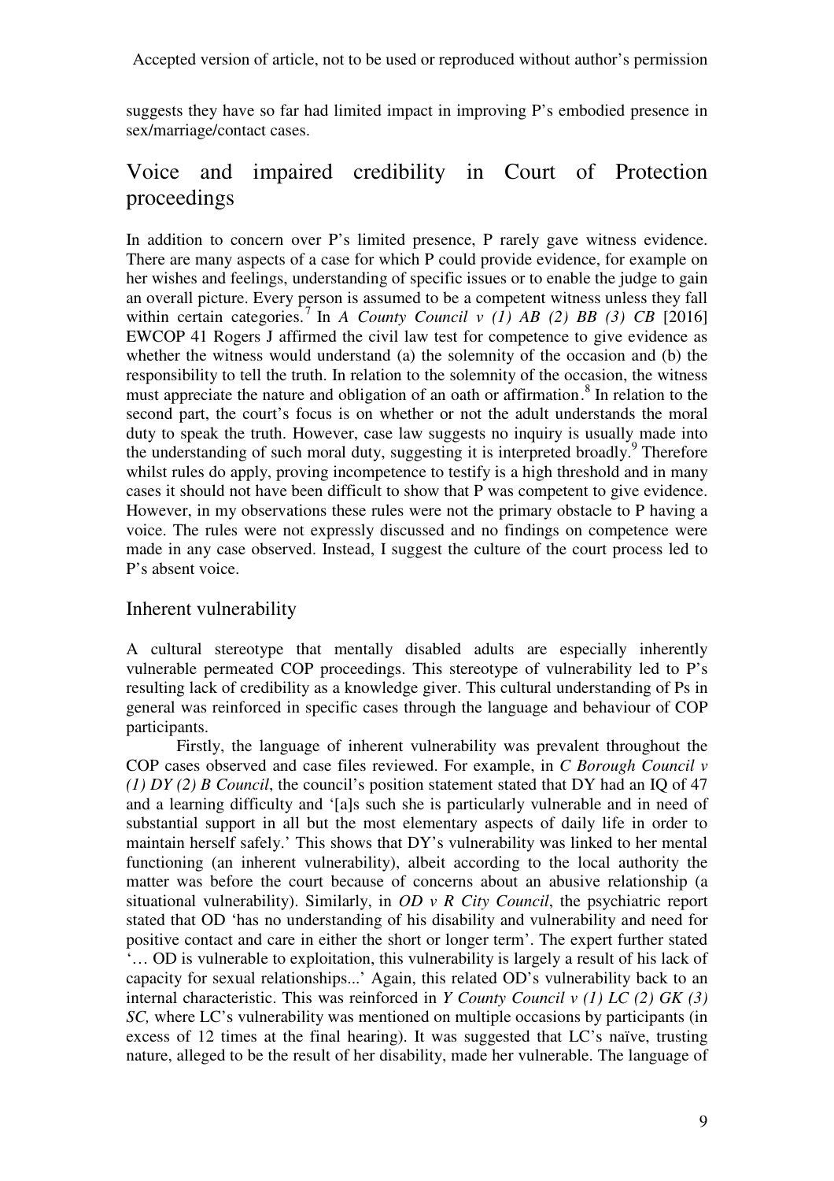suggests they have so far had limited impact in improving P's embodied presence in sex/marriage/contact cases.

## Voice and impaired credibility in Court of Protection proceedings

In addition to concern over P's limited presence, P rarely gave witness evidence. There are many aspects of a case for which P could provide evidence, for example on her wishes and feelings, understanding of specific issues or to enable the judge to gain an overall picture. Every person is assumed to be a competent witness unless they fall within certain categories.[7] In *A County Council v (1) AB (2) BB (3) CB* [2016] EWCOP 41 Rogers J affirmed the civil law test for competence to give evidence as whether the witness would understand (a) the solemnity of the occasion and (b) the responsibility to tell the truth. In relation to the solemnity of the occasion, the witness must appreciate the nature and obligation of an oath or affirmation.[8] In relation to the second part, the court's focus is on whether or not the adult understands the moral duty to speak the truth. However, case law suggests no inquiry is usually made into the understanding of such moral duty, suggesting it is interpreted broadly.[9] Therefore whilst rules do apply, proving incompetence to testify is a high threshold and in many cases it should not have been difficult to show that P was competent to give evidence. However, in my observations these rules were not the primary obstacle to P having a voice. The rules were not expressly discussed and no findings on competence were made in any case observed. Instead, I suggest the culture of the court process led to P's absent voice.

### Inherent vulnerability

A cultural stereotype that mentally disabled adults are especially inherently vulnerable permeated COP proceedings. This stereotype of vulnerability led to P's resulting lack of credibility as a knowledge giver. This cultural understanding of Ps in general was reinforced in specific cases through the language and behaviour of COP participants.

Firstly, the language of inherent vulnerability was prevalent throughout the COP cases observed and case files reviewed. For example, in *C Borough Council v (1) DY (2) B Council*, the council's position statement stated that DY had an IQ of 47 and a learning difficulty and '[a]s such she is particularly vulnerable and in need of substantial support in all but the most elementary aspects of daily life in order to maintain herself safely.' This shows that DY's vulnerability was linked to her mental functioning (an inherent vulnerability), albeit according to the local authority the matter was before the court because of concerns about an abusive relationship (a situational vulnerability). Similarly, in *OD v R City Council*, the psychiatric report stated that OD 'has no understanding of his disability and vulnerability and need for positive contact and care in either the short or longer term'. The expert further stated '… OD is vulnerable to exploitation, this vulnerability is largely a result of his lack of capacity for sexual relationships...' Again, this related OD's vulnerability back to an internal characteristic. This was reinforced in *Y County Council v (1) LC (2) GK (3) SC,* where LC's vulnerability was mentioned on multiple occasions by participants (in excess of 12 times at the final hearing). It was suggested that LC's naïve, trusting nature, alleged to be the result of her disability, made her vulnerable. The language of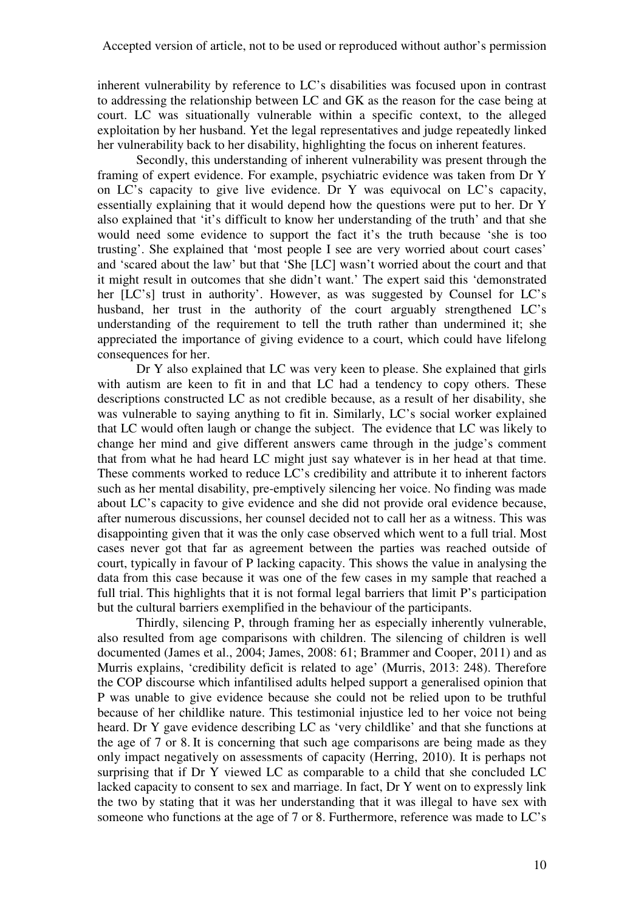inherent vulnerability by reference to LC's disabilities was focused upon in contrast to addressing the relationship between LC and GK as the reason for the case being at court. LC was situationally vulnerable within a specific context, to the alleged exploitation by her husband. Yet the legal representatives and judge repeatedly linked her vulnerability back to her disability, highlighting the focus on inherent features.

Secondly, this understanding of inherent vulnerability was present through the framing of expert evidence. For example, psychiatric evidence was taken from Dr Y on LC's capacity to give live evidence. Dr Y was equivocal on LC's capacity, essentially explaining that it would depend how the questions were put to her. Dr Y also explained that 'it's difficult to know her understanding of the truth' and that she would need some evidence to support the fact it's the truth because 'she is too trusting'. She explained that 'most people I see are very worried about court cases' and 'scared about the law' but that 'She [LC] wasn't worried about the court and that it might result in outcomes that she didn't want.' The expert said this 'demonstrated her [LC's] trust in authority'. However, as was suggested by Counsel for LC's husband, her trust in the authority of the court arguably strengthened LC's understanding of the requirement to tell the truth rather than undermined it; she appreciated the importance of giving evidence to a court, which could have lifelong consequences for her.

Dr Y also explained that LC was very keen to please. She explained that girls with autism are keen to fit in and that LC had a tendency to copy others. These descriptions constructed LC as not credible because, as a result of her disability, she was vulnerable to saying anything to fit in. Similarly, LC's social worker explained that LC would often laugh or change the subject. The evidence that LC was likely to change her mind and give different answers came through in the judge's comment that from what he had heard LC might just say whatever is in her head at that time. These comments worked to reduce LC's credibility and attribute it to inherent factors such as her mental disability, pre-emptively silencing her voice. No finding was made about LC's capacity to give evidence and she did not provide oral evidence because, after numerous discussions, her counsel decided not to call her as a witness. This was disappointing given that it was the only case observed which went to a full trial. Most cases never got that far as agreement between the parties was reached outside of court, typically in favour of P lacking capacity. This shows the value in analysing the data from this case because it was one of the few cases in my sample that reached a full trial. This highlights that it is not formal legal barriers that limit P's participation but the cultural barriers exemplified in the behaviour of the participants.

Thirdly, silencing P, through framing her as especially inherently vulnerable, also resulted from age comparisons with children. The silencing of children is well documented (James et al., 2004; James, 2008: 61; Brammer and Cooper, 2011) and as Murris explains, 'credibility deficit is related to age' (Murris, 2013: 248). Therefore the COP discourse which infantilised adults helped support a generalised opinion that P was unable to give evidence because she could not be relied upon to be truthful because of her childlike nature. This testimonial injustice led to her voice not being heard. Dr Y gave evidence describing LC as 'very childlike' and that she functions at the age of 7 or 8. It is concerning that such age comparisons are being made as they only impact negatively on assessments of capacity (Herring, 2010). It is perhaps not surprising that if Dr Y viewed LC as comparable to a child that she concluded LC lacked capacity to consent to sex and marriage. In fact, Dr Y went on to expressly link the two by stating that it was her understanding that it was illegal to have sex with someone who functions at the age of 7 or 8. Furthermore, reference was made to LC's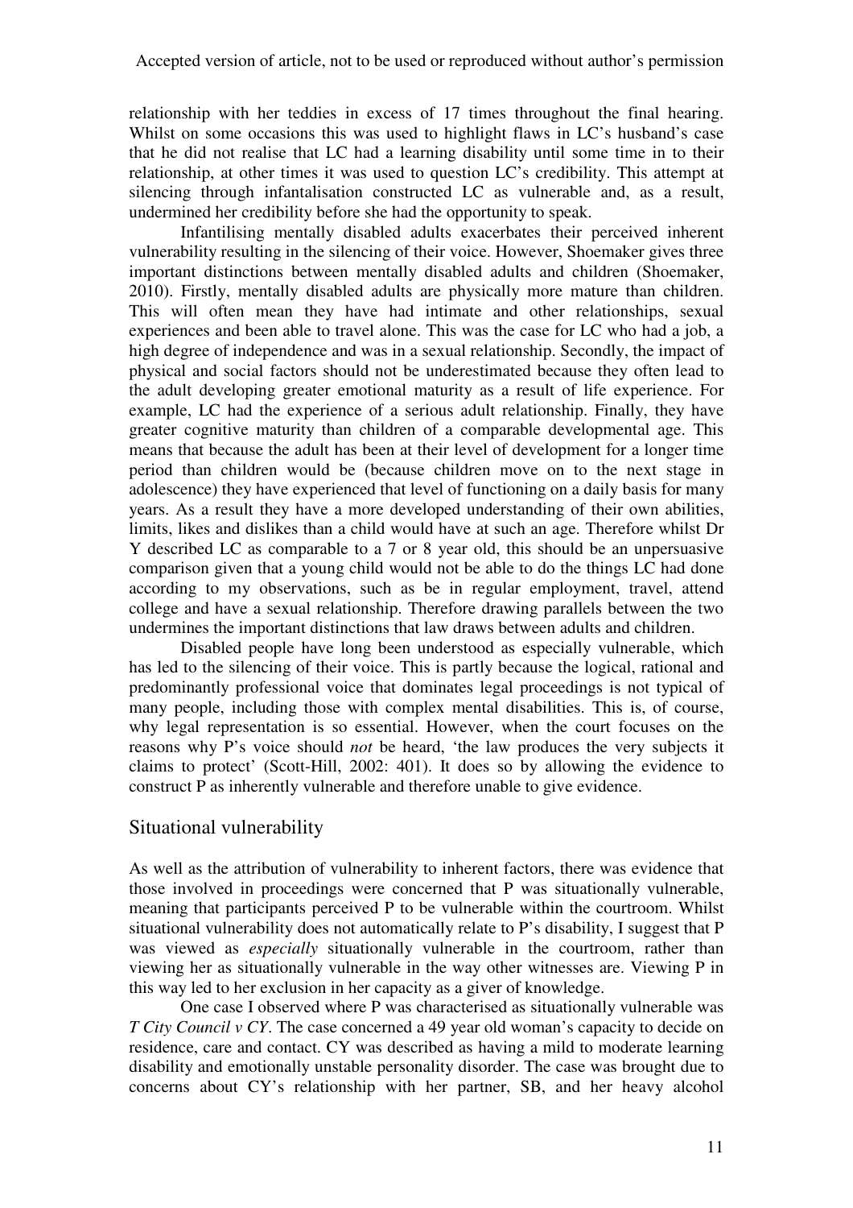relationship with her teddies in excess of 17 times throughout the final hearing. Whilst on some occasions this was used to highlight flaws in LC's husband's case that he did not realise that LC had a learning disability until some time in to their relationship, at other times it was used to question LC's credibility. This attempt at silencing through infantalisation constructed LC as vulnerable and, as a result, undermined her credibility before she had the opportunity to speak.

Infantilising mentally disabled adults exacerbates their perceived inherent vulnerability resulting in the silencing of their voice. However, Shoemaker gives three important distinctions between mentally disabled adults and children (Shoemaker, 2010). Firstly, mentally disabled adults are physically more mature than children. This will often mean they have had intimate and other relationships, sexual experiences and been able to travel alone. This was the case for LC who had a job, a high degree of independence and was in a sexual relationship. Secondly, the impact of physical and social factors should not be underestimated because they often lead to the adult developing greater emotional maturity as a result of life experience. For example, LC had the experience of a serious adult relationship. Finally, they have greater cognitive maturity than children of a comparable developmental age. This means that because the adult has been at their level of development for a longer time period than children would be (because children move on to the next stage in adolescence) they have experienced that level of functioning on a daily basis for many years. As a result they have a more developed understanding of their own abilities, limits, likes and dislikes than a child would have at such an age. Therefore whilst Dr Y described LC as comparable to a 7 or 8 year old, this should be an unpersuasive comparison given that a young child would not be able to do the things LC had done according to my observations, such as be in regular employment, travel, attend college and have a sexual relationship. Therefore drawing parallels between the two undermines the important distinctions that law draws between adults and children.

Disabled people have long been understood as especially vulnerable, which has led to the silencing of their voice. This is partly because the logical, rational and predominantly professional voice that dominates legal proceedings is not typical of many people, including those with complex mental disabilities. This is, of course, why legal representation is so essential. However, when the court focuses on the reasons why P's voice should *not* be heard, 'the law produces the very subjects it claims to protect' (Scott-Hill, 2002: 401). It does so by allowing the evidence to construct P as inherently vulnerable and therefore unable to give evidence.

## Situational vulnerability

As well as the attribution of vulnerability to inherent factors, there was evidence that those involved in proceedings were concerned that P was situationally vulnerable, meaning that participants perceived P to be vulnerable within the courtroom. Whilst situational vulnerability does not automatically relate to P's disability, I suggest that P was viewed as *especially* situationally vulnerable in the courtroom, rather than viewing her as situationally vulnerable in the way other witnesses are. Viewing P in this way led to her exclusion in her capacity as a giver of knowledge.

One case I observed where P was characterised as situationally vulnerable was *T City Council v CY*. The case concerned a 49 year old woman's capacity to decide on residence, care and contact. CY was described as having a mild to moderate learning disability and emotionally unstable personality disorder. The case was brought due to concerns about CY's relationship with her partner, SB, and her heavy alcohol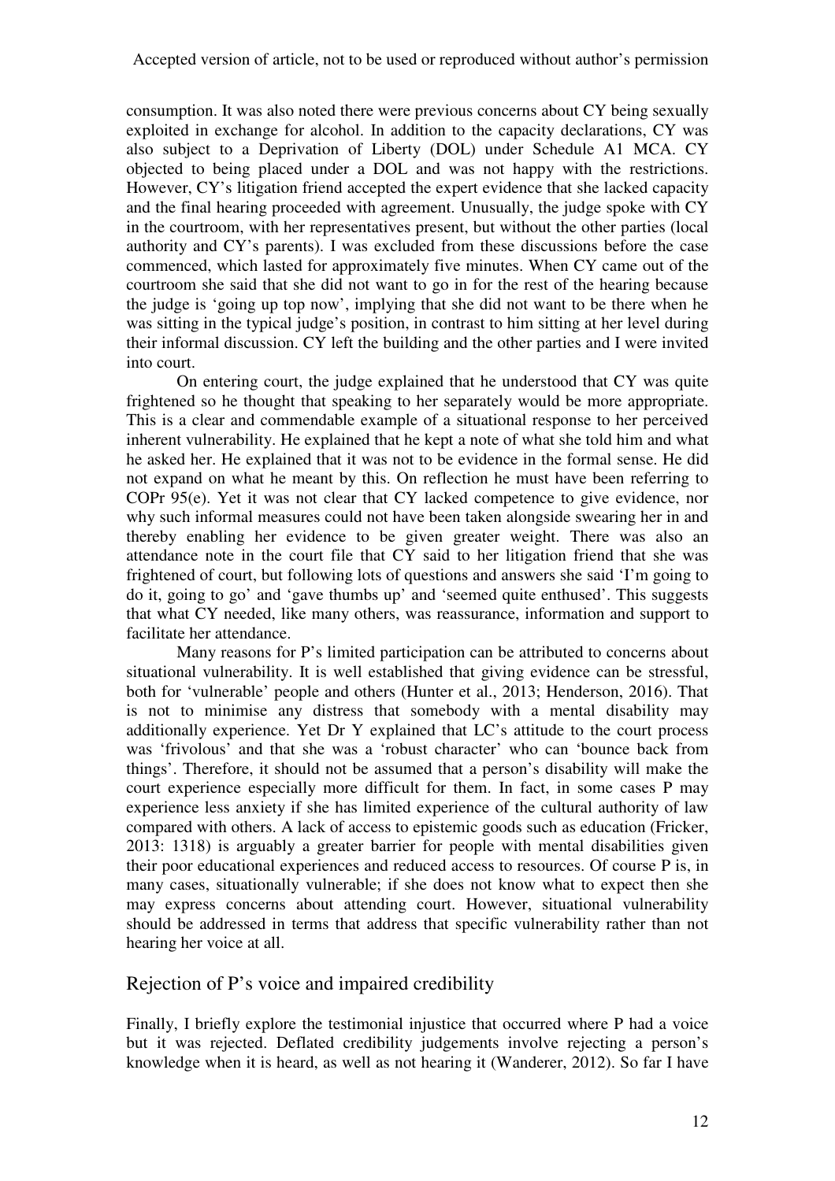consumption. It was also noted there were previous concerns about CY being sexually exploited in exchange for alcohol. In addition to the capacity declarations, CY was also subject to a Deprivation of Liberty (DOL) under Schedule A1 MCA. CY objected to being placed under a DOL and was not happy with the restrictions. However, CY's litigation friend accepted the expert evidence that she lacked capacity and the final hearing proceeded with agreement. Unusually, the judge spoke with CY in the courtroom, with her representatives present, but without the other parties (local authority and CY's parents). I was excluded from these discussions before the case commenced, which lasted for approximately five minutes. When CY came out of the courtroom she said that she did not want to go in for the rest of the hearing because the judge is 'going up top now', implying that she did not want to be there when he was sitting in the typical judge's position, in contrast to him sitting at her level during their informal discussion. CY left the building and the other parties and I were invited into court.

On entering court, the judge explained that he understood that CY was quite frightened so he thought that speaking to her separately would be more appropriate. This is a clear and commendable example of a situational response to her perceived inherent vulnerability. He explained that he kept a note of what she told him and what he asked her. He explained that it was not to be evidence in the formal sense. He did not expand on what he meant by this. On reflection he must have been referring to COPr 95(e). Yet it was not clear that CY lacked competence to give evidence, nor why such informal measures could not have been taken alongside swearing her in and thereby enabling her evidence to be given greater weight. There was also an attendance note in the court file that CY said to her litigation friend that she was frightened of court, but following lots of questions and answers she said 'I'm going to do it, going to go' and 'gave thumbs up' and 'seemed quite enthused'. This suggests that what CY needed, like many others, was reassurance, information and support to facilitate her attendance.

Many reasons for P's limited participation can be attributed to concerns about situational vulnerability. It is well established that giving evidence can be stressful, both for 'vulnerable' people and others (Hunter et al., 2013; Henderson, 2016). That is not to minimise any distress that somebody with a mental disability may additionally experience. Yet Dr Y explained that LC's attitude to the court process was 'frivolous' and that she was a 'robust character' who can 'bounce back from things'. Therefore, it should not be assumed that a person's disability will make the court experience especially more difficult for them. In fact, in some cases P may experience less anxiety if she has limited experience of the cultural authority of law compared with others. A lack of access to epistemic goods such as education (Fricker, 2013: 1318) is arguably a greater barrier for people with mental disabilities given their poor educational experiences and reduced access to resources. Of course P is, in many cases, situationally vulnerable; if she does not know what to expect then she may express concerns about attending court. However, situational vulnerability should be addressed in terms that address that specific vulnerability rather than not hearing her voice at all.

## Rejection of P's voice and impaired credibility

Finally, I briefly explore the testimonial injustice that occurred where P had a voice but it was rejected. Deflated credibility judgements involve rejecting a person's knowledge when it is heard, as well as not hearing it (Wanderer, 2012). So far I have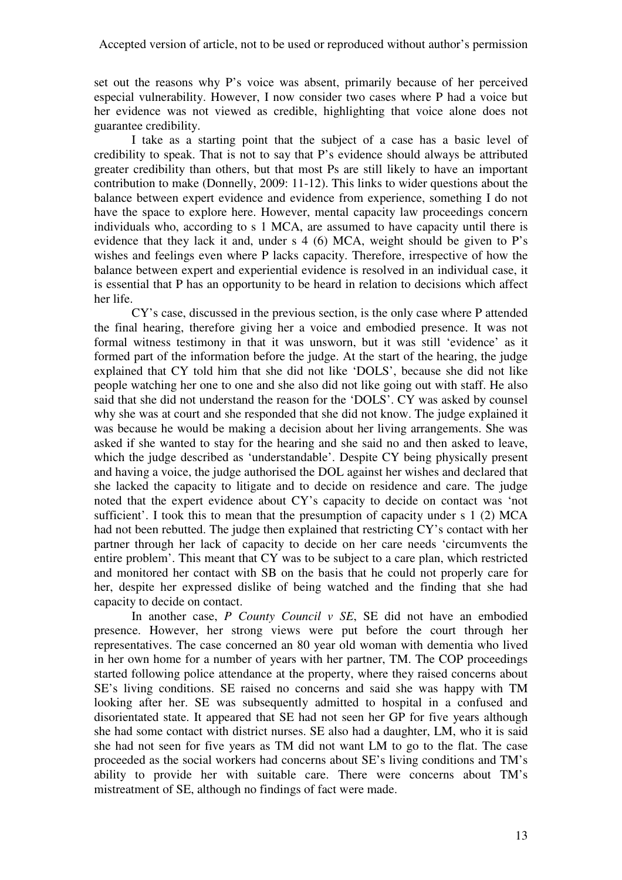set out the reasons why P's voice was absent, primarily because of her perceived especial vulnerability. However, I now consider two cases where P had a voice but her evidence was not viewed as credible, highlighting that voice alone does not guarantee credibility.

I take as a starting point that the subject of a case has a basic level of credibility to speak. That is not to say that P's evidence should always be attributed greater credibility than others, but that most Ps are still likely to have an important contribution to make (Donnelly, 2009: 11-12). This links to wider questions about the balance between expert evidence and evidence from experience, something I do not have the space to explore here. However, mental capacity law proceedings concern individuals who, according to s 1 MCA, are assumed to have capacity until there is evidence that they lack it and, under s 4 (6) MCA, weight should be given to P's wishes and feelings even where P lacks capacity. Therefore, irrespective of how the balance between expert and experiential evidence is resolved in an individual case, it is essential that P has an opportunity to be heard in relation to decisions which affect her life.

CY's case, discussed in the previous section, is the only case where P attended the final hearing, therefore giving her a voice and embodied presence. It was not formal witness testimony in that it was unsworn, but it was still 'evidence' as it formed part of the information before the judge. At the start of the hearing, the judge explained that CY told him that she did not like 'DOLS', because she did not like people watching her one to one and she also did not like going out with staff. He also said that she did not understand the reason for the 'DOLS'. CY was asked by counsel why she was at court and she responded that she did not know. The judge explained it was because he would be making a decision about her living arrangements. She was asked if she wanted to stay for the hearing and she said no and then asked to leave, which the judge described as 'understandable'. Despite CY being physically present and having a voice, the judge authorised the DOL against her wishes and declared that she lacked the capacity to litigate and to decide on residence and care. The judge noted that the expert evidence about CY's capacity to decide on contact was 'not sufficient'. I took this to mean that the presumption of capacity under s 1 (2) MCA had not been rebutted. The judge then explained that restricting CY's contact with her partner through her lack of capacity to decide on her care needs 'circumvents the entire problem'. This meant that CY was to be subject to a care plan, which restricted and monitored her contact with SB on the basis that he could not properly care for her, despite her expressed dislike of being watched and the finding that she had capacity to decide on contact.

In another case, *P County Council v SE*, SE did not have an embodied presence. However, her strong views were put before the court through her representatives. The case concerned an 80 year old woman with dementia who lived in her own home for a number of years with her partner, TM. The COP proceedings started following police attendance at the property, where they raised concerns about SE's living conditions. SE raised no concerns and said she was happy with TM looking after her. SE was subsequently admitted to hospital in a confused and disorientated state. It appeared that SE had not seen her GP for five years although she had some contact with district nurses. SE also had a daughter, LM, who it is said she had not seen for five years as TM did not want LM to go to the flat. The case proceeded as the social workers had concerns about SE's living conditions and TM's ability to provide her with suitable care. There were concerns about TM's mistreatment of SE, although no findings of fact were made.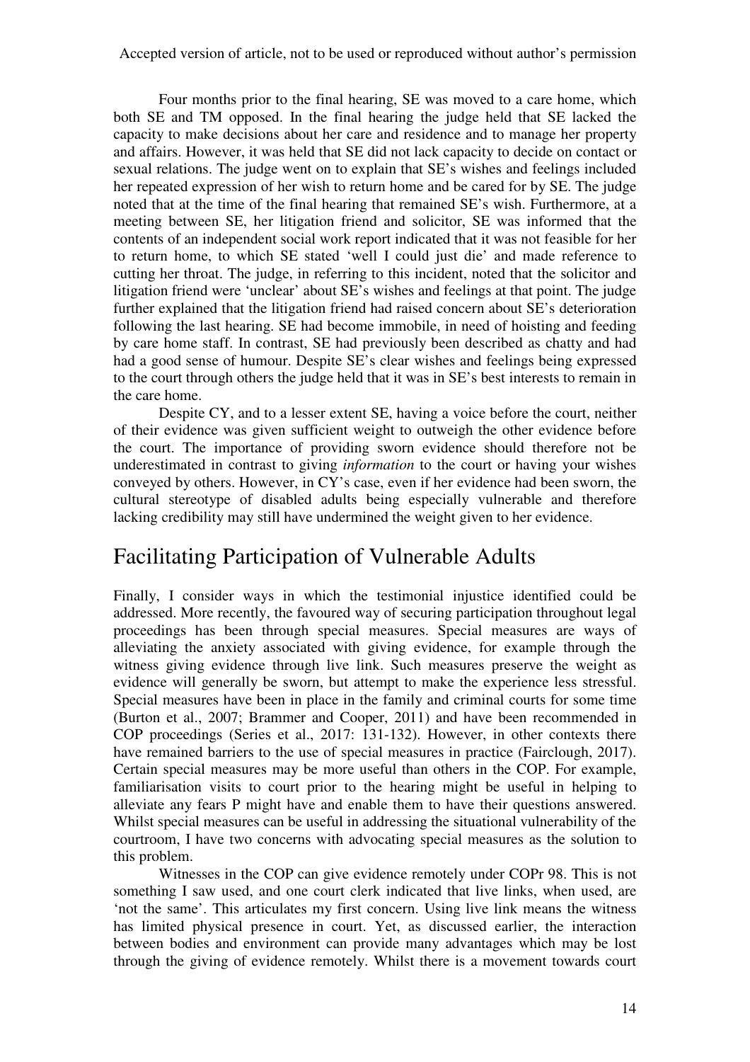Four months prior to the final hearing, SE was moved to a care home, which both SE and TM opposed. In the final hearing the judge held that SE lacked the capacity to make decisions about her care and residence and to manage her property and affairs. However, it was held that SE did not lack capacity to decide on contact or sexual relations. The judge went on to explain that SE's wishes and feelings included her repeated expression of her wish to return home and be cared for by SE. The judge noted that at the time of the final hearing that remained SE's wish. Furthermore, at a meeting between SE, her litigation friend and solicitor, SE was informed that the contents of an independent social work report indicated that it was not feasible for her to return home, to which SE stated 'well I could just die' and made reference to cutting her throat. The judge, in referring to this incident, noted that the solicitor and litigation friend were 'unclear' about SE's wishes and feelings at that point. The judge further explained that the litigation friend had raised concern about SE's deterioration following the last hearing. SE had become immobile, in need of hoisting and feeding by care home staff. In contrast, SE had previously been described as chatty and had had a good sense of humour. Despite SE's clear wishes and feelings being expressed to the court through others the judge held that it was in SE's best interests to remain in the care home.

Despite CY, and to a lesser extent SE, having a voice before the court, neither of their evidence was given sufficient weight to outweigh the other evidence before the court. The importance of providing sworn evidence should therefore not be underestimated in contrast to giving *information* to the court or having your wishes conveyed by others. However, in CY's case, even if her evidence had been sworn, the cultural stereotype of disabled adults being especially vulnerable and therefore lacking credibility may still have undermined the weight given to her evidence.

## Facilitating Participation of Vulnerable Adults

Finally, I consider ways in which the testimonial injustice identified could be addressed. More recently, the favoured way of securing participation throughout legal proceedings has been through special measures. Special measures are ways of alleviating the anxiety associated with giving evidence, for example through the witness giving evidence through live link. Such measures preserve the weight as evidence will generally be sworn, but attempt to make the experience less stressful. Special measures have been in place in the family and criminal courts for some time (Burton et al., 2007; Brammer and Cooper, 2011) and have been recommended in COP proceedings (Series et al., 2017: 131-132). However, in other contexts there have remained barriers to the use of special measures in practice (Fairclough, 2017). Certain special measures may be more useful than others in the COP. For example, familiarisation visits to court prior to the hearing might be useful in helping to alleviate any fears P might have and enable them to have their questions answered. Whilst special measures can be useful in addressing the situational vulnerability of the courtroom, I have two concerns with advocating special measures as the solution to this problem.

Witnesses in the COP can give evidence remotely under COPr 98. This is not something I saw used, and one court clerk indicated that live links, when used, are 'not the same'. This articulates my first concern. Using live link means the witness has limited physical presence in court. Yet, as discussed earlier, the interaction between bodies and environment can provide many advantages which may be lost through the giving of evidence remotely. Whilst there is a movement towards court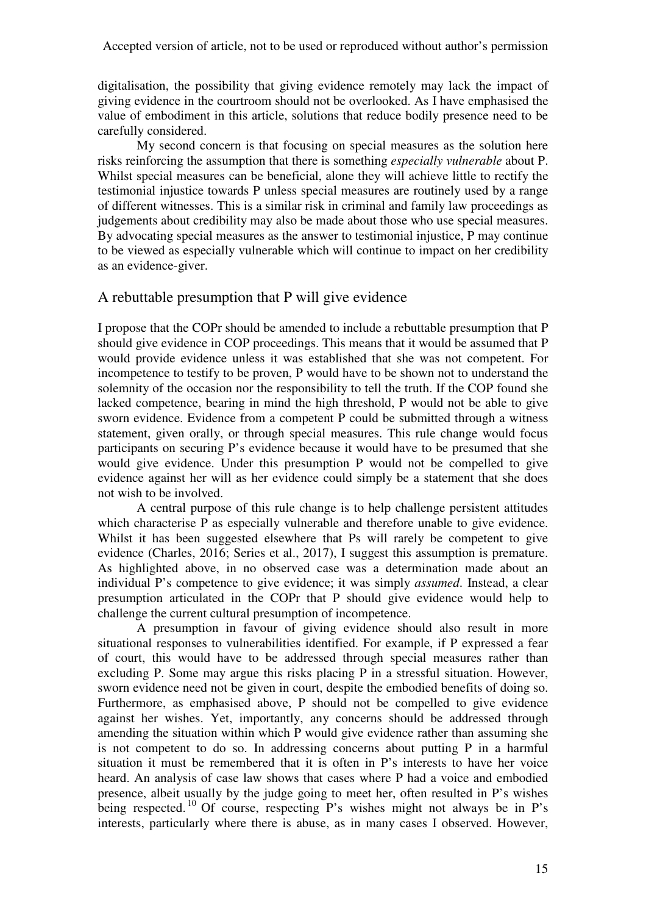digitalisation, the possibility that giving evidence remotely may lack the impact of giving evidence in the courtroom should not be overlooked. As I have emphasised the value of embodiment in this article, solutions that reduce bodily presence need to be carefully considered.

My second concern is that focusing on special measures as the solution here risks reinforcing the assumption that there is something *especially vulnerable* about P. Whilst special measures can be beneficial, alone they will achieve little to rectify the testimonial injustice towards P unless special measures are routinely used by a range of different witnesses. This is a similar risk in criminal and family law proceedings as judgements about credibility may also be made about those who use special measures. By advocating special measures as the answer to testimonial injustice, P may continue to be viewed as especially vulnerable which will continue to impact on her credibility as an evidence-giver.

## A rebuttable presumption that P will give evidence

I propose that the COPr should be amended to include a rebuttable presumption that P should give evidence in COP proceedings. This means that it would be assumed that P would provide evidence unless it was established that she was not competent. For incompetence to testify to be proven, P would have to be shown not to understand the solemnity of the occasion nor the responsibility to tell the truth. If the COP found she lacked competence, bearing in mind the high threshold, P would not be able to give sworn evidence. Evidence from a competent P could be submitted through a witness statement, given orally, or through special measures. This rule change would focus participants on securing P's evidence because it would have to be presumed that she would give evidence. Under this presumption P would not be compelled to give evidence against her will as her evidence could simply be a statement that she does not wish to be involved.

A central purpose of this rule change is to help challenge persistent attitudes which characterise P as especially vulnerable and therefore unable to give evidence. Whilst it has been suggested elsewhere that Ps will rarely be competent to give evidence (Charles, 2016; Series et al., 2017), I suggest this assumption is premature. As highlighted above, in no observed case was a determination made about an individual P's competence to give evidence; it was simply *assumed*. Instead, a clear presumption articulated in the COPr that P should give evidence would help to challenge the current cultural presumption of incompetence.

A presumption in favour of giving evidence should also result in more situational responses to vulnerabilities identified. For example, if P expressed a fear of court, this would have to be addressed through special measures rather than excluding P. Some may argue this risks placing P in a stressful situation. However, sworn evidence need not be given in court, despite the embodied benefits of doing so. Furthermore, as emphasised above, P should not be compelled to give evidence against her wishes. Yet, importantly, any concerns should be addressed through amending the situation within which P would give evidence rather than assuming she is not competent to do so. In addressing concerns about putting P in a harmful situation it must be remembered that it is often in P's interests to have her voice heard. An analysis of case law shows that cases where P had a voice and embodied presence, albeit usually by the judge going to meet her, often resulted in P's wishes being respected.[10] Of course, respecting P's wishes might not always be in P's interests, particularly where there is abuse, as in many cases I observed. However,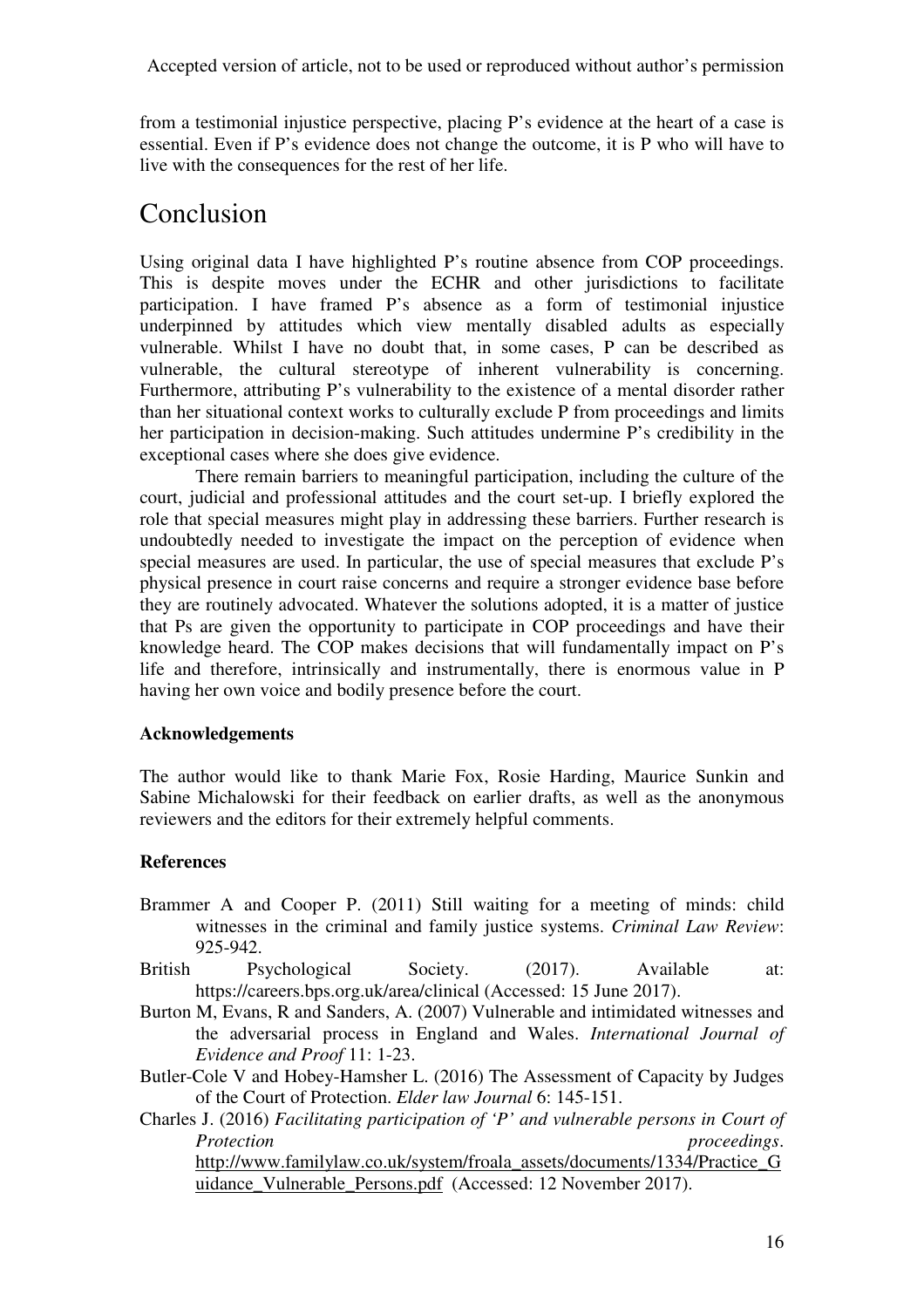from a testimonial injustice perspective, placing P's evidence at the heart of a case is essential. Even if P's evidence does not change the outcome, it is P who will have to live with the consequences for the rest of her life.

# Conclusion

Using original data I have highlighted P's routine absence from COP proceedings. This is despite moves under the ECHR and other jurisdictions to facilitate participation. I have framed P's absence as a form of testimonial injustice underpinned by attitudes which view mentally disabled adults as especially vulnerable. Whilst I have no doubt that, in some cases, P can be described as vulnerable, the cultural stereotype of inherent vulnerability is concerning. Furthermore, attributing P's vulnerability to the existence of a mental disorder rather than her situational context works to culturally exclude P from proceedings and limits her participation in decision-making. Such attitudes undermine P's credibility in the exceptional cases where she does give evidence.

There remain barriers to meaningful participation, including the culture of the court, judicial and professional attitudes and the court set-up. I briefly explored the role that special measures might play in addressing these barriers. Further research is undoubtedly needed to investigate the impact on the perception of evidence when special measures are used. In particular, the use of special measures that exclude P's physical presence in court raise concerns and require a stronger evidence base before they are routinely advocated. Whatever the solutions adopted, it is a matter of justice that Ps are given the opportunity to participate in COP proceedings and have their knowledge heard. The COP makes decisions that will fundamentally impact on P's life and therefore, intrinsically and instrumentally, there is enormous value in P having her own voice and bodily presence before the court.

**Acknowledgements**

The author would like to thank Marie Fox, Rosie Harding, Maurice Sunkin and Sabine Michalowski for their feedback on earlier drafts, as well as the anonymous reviewers and the editors for their extremely helpful comments.

**References**

Brammer A and Cooper P. (2011) Still waiting for a meeting of minds: child witnesses in the criminal and family justice systems. *Criminal Law Review*: 925-942.

British Psychological Society. (2017). Available at: https://careers.bps.org.uk/area/clinical (Accessed: 15 June 2017).

Burton M, Evans, R and Sanders, A. (2007) Vulnerable and intimidated witnesses and the adversarial process in England and Wales. *International Journal of Evidence and Proof* 11: 1-23.

Butler-Cole V and Hobey-Hamsher L. (2016) The Assessment of Capacity by Judges of the Court of Protection. *Elder law Journal* 6: 145-151.

Charles J. (2016) *Facilitating participation of 'P' and vulnerable persons in Court of Protection proceedings*. http://www.familylaw.co.uk/system/froala_assets/documents/1334/Practice_Guidance_Vulnerable_Persons.pdf (Accessed: 12 November 2017).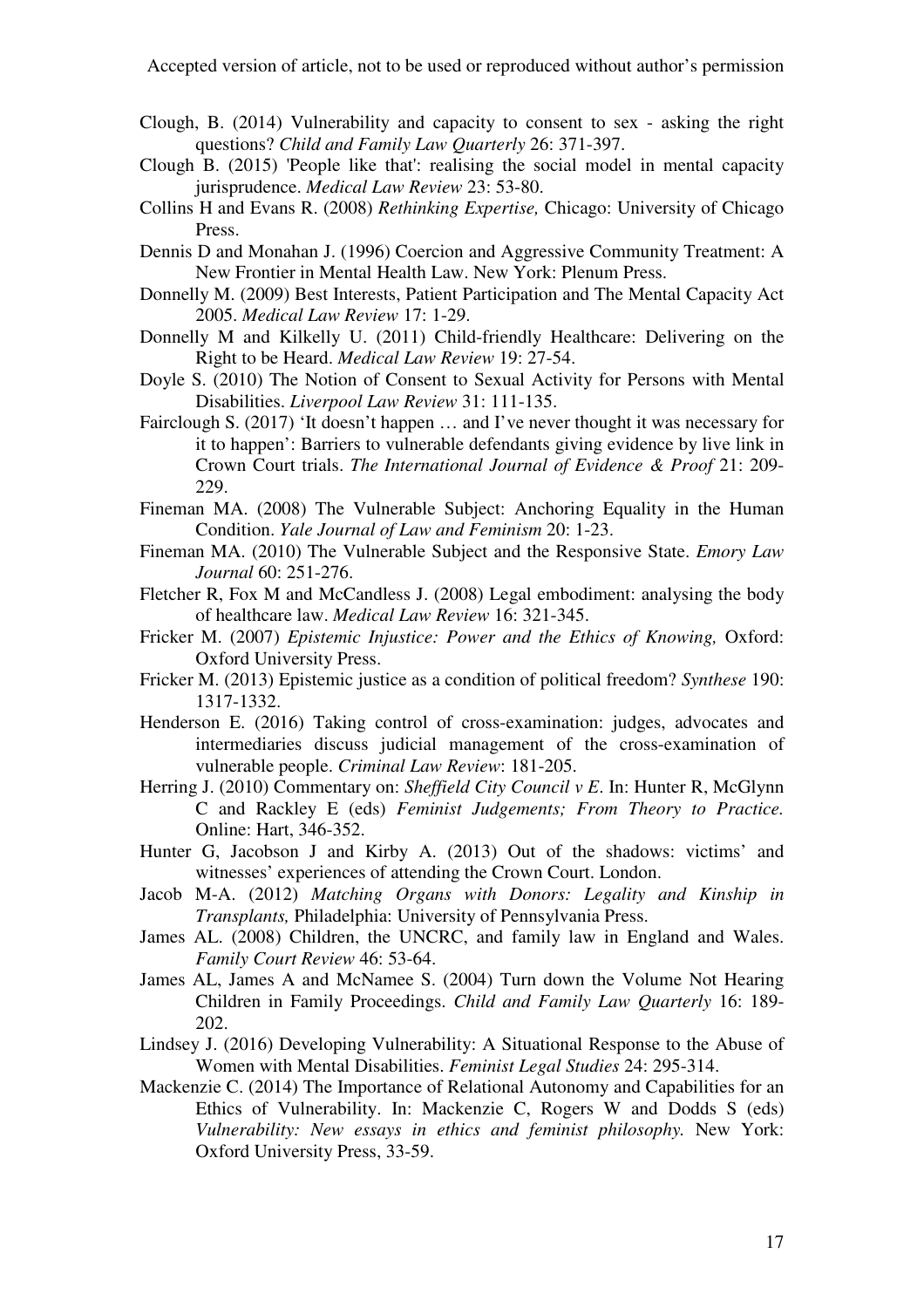Clough, B. (2014) Vulnerability and capacity to consent to sex - asking the right questions? *Child and Family Law Quarterly* 26: 371-397.

Clough B. (2015) 'People like that': realising the social model in mental capacity jurisprudence. *Medical Law Review* 23: 53-80.

Collins H and Evans R. (2008) *Rethinking Expertise,* Chicago: University of Chicago Press.

Dennis D and Monahan J. (1996) Coercion and Aggressive Community Treatment: A New Frontier in Mental Health Law. New York: Plenum Press.

Donnelly M. (2009) Best Interests, Patient Participation and The Mental Capacity Act 2005. *Medical Law Review* 17: 1-29.

Donnelly M and Kilkelly U. (2011) Child-friendly Healthcare: Delivering on the Right to be Heard. *Medical Law Review* 19: 27-54.

Doyle S. (2010) The Notion of Consent to Sexual Activity for Persons with Mental Disabilities. *Liverpool Law Review* 31: 111-135.

Fairclough S. (2017) 'It doesn't happen … and I've never thought it was necessary for it to happen': Barriers to vulnerable defendants giving evidence by live link in Crown Court trials. *The International Journal of Evidence & Proof* 21: 209-229.

Fineman MA. (2008) The Vulnerable Subject: Anchoring Equality in the Human Condition. *Yale Journal of Law and Feminism* 20: 1-23.

Fineman MA. (2010) The Vulnerable Subject and the Responsive State. *Emory Law Journal* 60: 251-276.

Fletcher R, Fox M and McCandless J. (2008) Legal embodiment: analysing the body of healthcare law. *Medical Law Review* 16: 321-345.

Fricker M. (2007) *Epistemic Injustice: Power and the Ethics of Knowing,* Oxford: Oxford University Press.

Fricker M. (2013) Epistemic justice as a condition of political freedom? *Synthese* 190: 1317-1332.

Henderson E. (2016) Taking control of cross-examination: judges, advocates and intermediaries discuss judicial management of the cross-examination of vulnerable people. *Criminal Law Review*: 181-205.

Herring J. (2010) Commentary on: *Sheffield City Council v E*. In: Hunter R, McGlynn C and Rackley E (eds) *Feminist Judgements; From Theory to Practice.* Online: Hart, 346-352.

Hunter G, Jacobson J and Kirby A. (2013) Out of the shadows: victims' and witnesses' experiences of attending the Crown Court. London.

Jacob M-A. (2012) *Matching Organs with Donors: Legality and Kinship in Transplants,* Philadelphia: University of Pennsylvania Press.

James AL. (2008) Children, the UNCRC, and family law in England and Wales. *Family Court Review* 46: 53-64.

James AL, James A and McNamee S. (2004) Turn down the Volume Not Hearing Children in Family Proceedings. *Child and Family Law Quarterly* 16: 189-202.

Lindsey J. (2016) Developing Vulnerability: A Situational Response to the Abuse of Women with Mental Disabilities. *Feminist Legal Studies* 24: 295-314.

Mackenzie C. (2014) The Importance of Relational Autonomy and Capabilities for an Ethics of Vulnerability. In: Mackenzie C, Rogers W and Dodds S (eds) *Vulnerability: New essays in ethics and feminist philosophy.* New York: Oxford University Press, 33-59.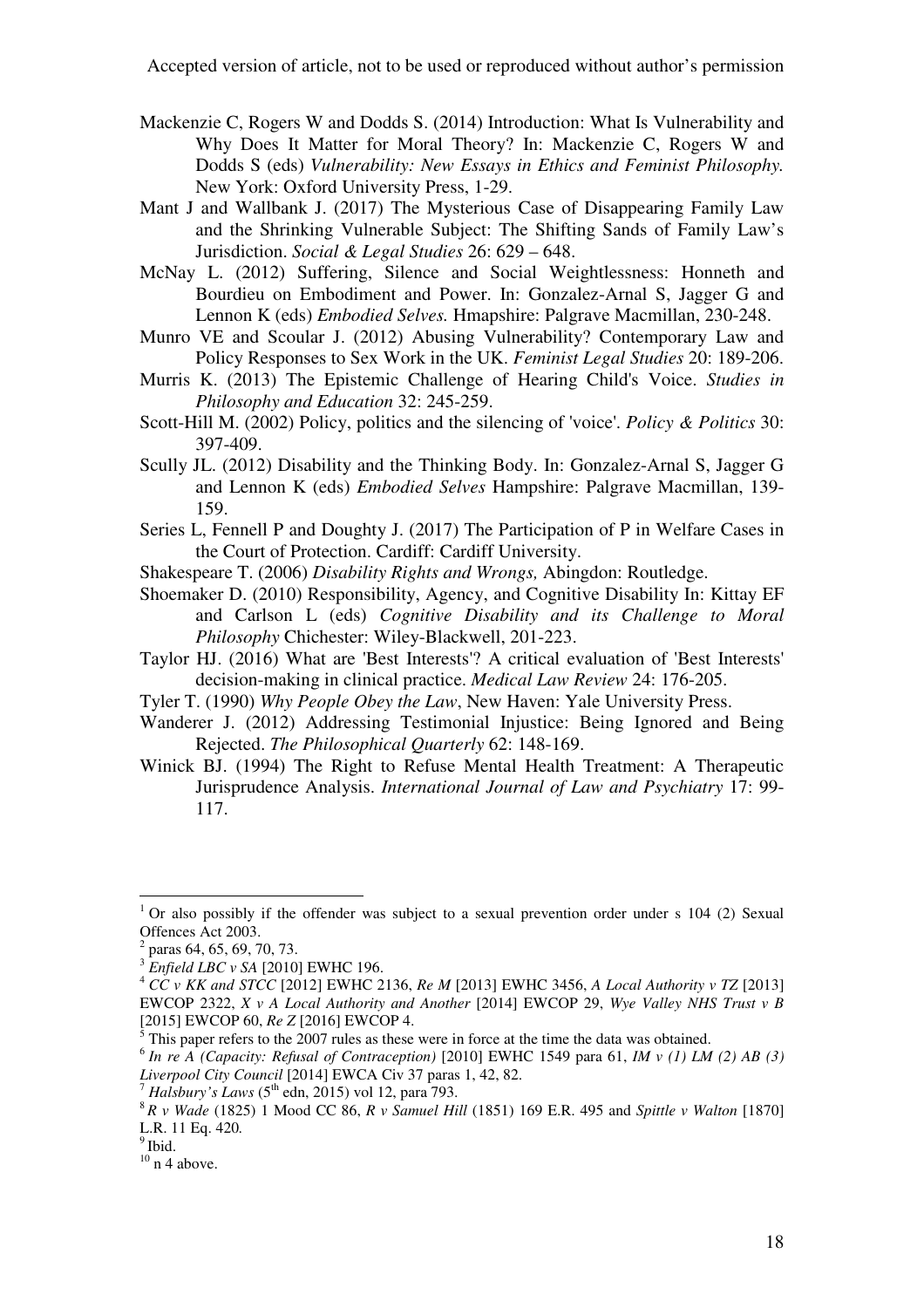Mackenzie C, Rogers W and Dodds S. (2014) Introduction: What Is Vulnerability and Why Does It Matter for Moral Theory? In: Mackenzie C, Rogers W and Dodds S (eds) *Vulnerability: New Essays in Ethics and Feminist Philosophy.* New York: Oxford University Press, 1-29.

Mant J and Wallbank J. (2017) The Mysterious Case of Disappearing Family Law and the Shrinking Vulnerable Subject: The Shifting Sands of Family Law's Jurisdiction. *Social & Legal Studies* 26: 629 – 648.

McNay L. (2012) Suffering, Silence and Social Weightlessness: Honneth and Bourdieu on Embodiment and Power. In: Gonzalez-Arnal S, Jagger G and Lennon K (eds) *Embodied Selves.* Hmapshire: Palgrave Macmillan, 230-248.

Munro VE and Scoular J. (2012) Abusing Vulnerability? Contemporary Law and Policy Responses to Sex Work in the UK. *Feminist Legal Studies* 20: 189-206.

Murris K. (2013) The Epistemic Challenge of Hearing Child's Voice. *Studies in Philosophy and Education* 32: 245-259.

Scott-Hill M. (2002) Policy, politics and the silencing of 'voice'. *Policy & Politics* 30: 397-409.

Scully JL. (2012) Disability and the Thinking Body. In: Gonzalez-Arnal S, Jagger G and Lennon K (eds) *Embodied Selves* Hampshire: Palgrave Macmillan, 139-159.

Series L, Fennell P and Doughty J. (2017) The Participation of P in Welfare Cases in the Court of Protection. Cardiff: Cardiff University.

Shakespeare T. (2006) *Disability Rights and Wrongs,* Abingdon: Routledge.

Shoemaker D. (2010) Responsibility, Agency, and Cognitive Disability In: Kittay EF and Carlson L (eds) *Cognitive Disability and its Challenge to Moral Philosophy* Chichester: Wiley-Blackwell, 201-223.

Taylor HJ. (2016) What are 'Best Interests'? A critical evaluation of 'Best Interests' decision-making in clinical practice. *Medical Law Review* 24: 176-205.

Tyler T. (1990) *Why People Obey the Law*, New Haven: Yale University Press.

Wanderer J. (2012) Addressing Testimonial Injustice: Being Ignored and Being Rejected. *The Philosophical Quarterly* 62: 148-169.

Winick BJ. (1994) The Right to Refuse Mental Health Treatment: A Therapeutic Jurisprudence Analysis. *International Journal of Law and Psychiatry* 17: 99-117.

---

[1] Or also possibly if the offender was subject to a sexual prevention order under s 104 (2) Sexual Offences Act 2003.

[2] paras 64, 65, 69, 70, 73.

[3] *Enfield LBC v SA* [2010] EWHC 196.

[4] *CC v KK and STCC* [2012] EWHC 2136, *Re M* [2013] EWHC 3456, *A Local Authority v TZ* [2013] EWCOP 2322, *X v A Local Authority and Another* [2014] EWCOP 29, *Wye Valley NHS Trust v B* [2015] EWCOP 60, *Re Z* [2016] EWCOP 4.

[5] This paper refers to the 2007 rules as these were in force at the time the data was obtained.

[6] *In re A (Capacity: Refusal of Contraception)* [2010] EWHC 1549 para 61, *IM v (1) LM (2) AB (3) Liverpool City Council* [2014] EWCA Civ 37 paras 1, 42, 82.

[7] *Halsbury's Laws* (5th edn, 2015) vol 12, para 793.

[8] *R v Wade* (1825) 1 Mood CC 86, *R v Samuel Hill* (1851) 169 E.R. 495 and *Spittle v Walton* [1870] L.R. 11 Eq. 420.

[9] Ibid.

[10] n 4 above.